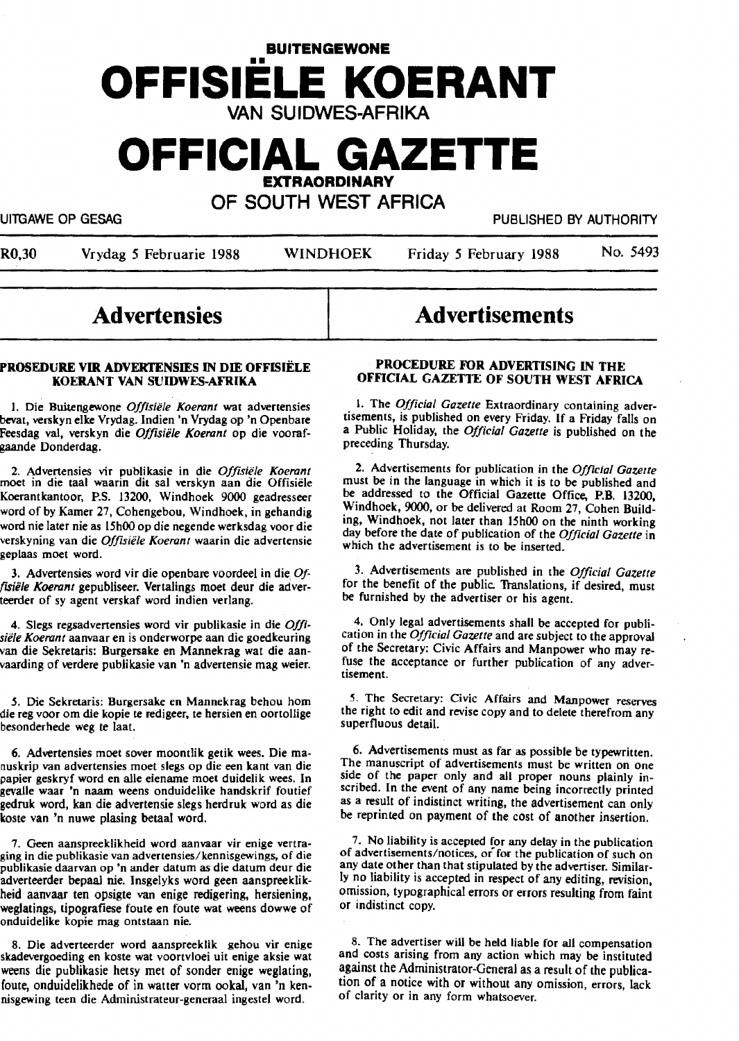**BUITENGEWONE**

# OFFISIËLE KOERANT

**VAN SUIDWES-AFRIKA**

# OFFICIAL GAZETTE

**EXTRAORDINARY**

**OF SOUTH WEST AFRICA**

UITGAWE OP GESAG — PUBLISHED BY AUTHORITY

R0,30 — Vrydag 5 Februarie 1988 — WINDHOEK — Friday 5 February 1988 — No. 5493

## Advertensies

### PROSEDURE VIR ADVERTENSIES IN DIE OFFISIËLE KOERANT VAN SUIDWES-AFRIKA

1. Die Buitengewone *Offisiële Koerant* wat advertensies bevat, verskyn elke Vrydag. Indien 'n Vrydag op 'n Openbare Feesdag val, verskyn die *Offisiële Koerant* op die voorafgaande Donderdag.

2. Advertensies vir publikasie in die *Offisiële Koerant* moet in die taal waarin dit sal verskyn aan die Offisiële Koerantkantoor, P.S. 13200, Windhoek 9000 geadresseer word of by Kamer 27, Cohengebou, Windhoek, in gehandig word nie later nie as 15h00 op die negende werksdag voor die verskyning van die *Offisiële Koerant* waarin die advertensie geplaas moet word.

3. Advertensies word vir die openbare voordeel in die *Offisiële Koerant* gepubliseer. Vertalings moet deur die adverteerder of sy agent verskaf word indien verlang.

4. Slegs regsadvertensies word vir publikasie in die *Offisiële Koerant* aanvaar en is onderworpe aan die goedkeuring van die Sekretaris: Burgersake en Mannekrag wat die aanvaarding of verdere publikasie van 'n advertensie mag weier.

5. Die Sekretaris: Burgersake en Mannekrag behou hom die reg voor om die kopie te redigeer, te hersien en oortollige besonderhede weg te laat.

6. Advertensies moet sover moontlik getik wees. Die manuskrip van advertensies moet slegs op die een kant van die papier geskryf word en alle eiename moet duidelik wees. In gevalle waar 'n naam weens onduidelike handskrif foutief gedruk word, kan die advertensie slegs herdruk word as die koste van 'n nuwe plasing betaal word.

7. Geen aanspreeklikheid word aanvaar vir enige vertraging in die publikasie van advertensies/kennisgewings, of die publikasie daarvan op 'n ander datum as die datum deur die adverteerder bepaal nie. Insgelyks word geen aanspreeklikheid aanvaar ten opsigte van enige redigering, hersiening, weglatings, tipografiese foute en foute wat weens dowwe of onduidelike kopie mag ontstaan nie.

8. Die adverteerder word aanspreeklik gehou vir enige skadevergoeding en koste wat voortvloei uit enige aksie wat weens die publikasie hetsy met of sonder enige weglating, foute, onduidelikhede of in watter vorm ookal, van 'n kennisgewing teen die Administrateur-generaal ingestel word.

## Advertisements

### PROCEDURE FOR ADVERTISING IN THE OFFICIAL GAZETTE OF SOUTH WEST AFRICA

1. The *Official Gazette* Extraordinary containing advertisements, is published on every Friday. If a Friday falls on a Public Holiday, the *Official Gazette* is published on the preceding Thursday.

2. Advertisements for publication in the *Official Gazette* must be in the language in which it is to be published and be addressed to the Official Gazette Office, P.B. 13200, Windhoek, 9000, or be delivered at Room 27, Cohen Building, Windhoek, not later than 15h00 on the ninth working day before the date of publication of the *Official Gazette* in which the advertisement is to be inserted.

3. Advertisements are published in the *Official Gazette* for the benefit of the public. Translations, if desired, must be furnished by the advertiser or his agent.

4. Only legal advertisements shall be accepted for publication in the *Official Gazette* and are subject to the approval of the Secretary: Civic Affairs and Manpower who may refuse the acceptance or further publication of any advertisement.

5. The Secretary: Civic Affairs and Manpower reserves the right to edit and revise copy and to delete therefrom any superfluous detail.

6. Advertisements must as far as possible be typewritten. The manuscript of advertisements must be written on one side of the paper only and all proper nouns plainly inscribed. In the event of any name being incorrectly printed as a result of indistinct writing, the advertisement can only be reprinted on payment of the cost of another insertion.

7. No liability is accepted for any delay in the publication of advertisements/notices, or for the publication of such on any date other than that stipulated by the advertiser. Similarly no liability is accepted in respect of any editing, revision, omission, typographical errors or errors resulting from faint or indistinct copy.

8. The advertiser will be held liable for all compensation and costs arising from any action which may be instituted against the Administrator-General as a result of the publication of a notice with or without any omission, errors, lack of clarity or in any form whatsoever.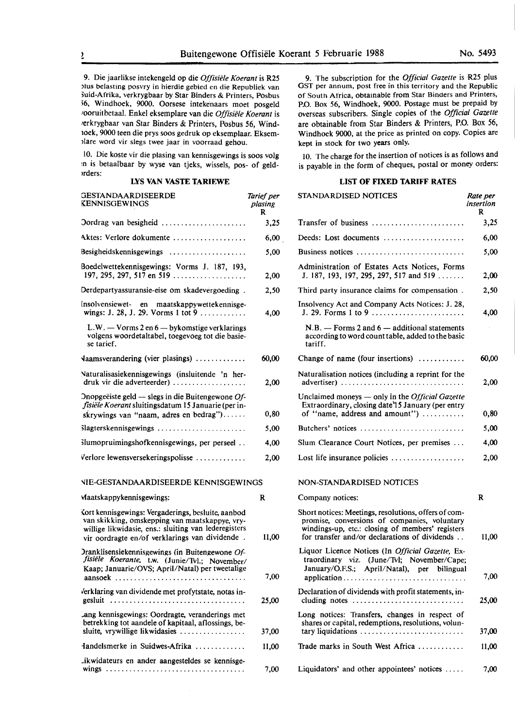9. Die jaarlikse intekengeld op die *Offisiële Koerant* is R25 plus belasting posvry in hierdie gebied en die Republiek van Suid-Afrika, verkrygbaar by Star Binders & Printers, Posbus 56, Windhoek, 9000. Oorsese intekenaars moet posgeld vooruitbetaal. Enkel eksemplare van die *Offisiële Koerant* is verkrygbaar van Star Binders & Printers, Posbus 56, Windhoek, 9000 teen die prys soos gedruk op eksemplaar. Eksemplare word vir slegs twee jaar in voorraad gehou.

10. Die koste vir die plasing van kennisgewings is soos volg en is betaalbaar by wyse van tjeks, wissels, pos- of geldorders:

### LYS VAN VASTE TARIEWE

| GESTANDAARDISEERDE KENNISGEWINGS | *Tarief per plasing* R |
|---|---|
| Oordrag van besigheid | 3,25 |
| Aktes: Verlore dokumente | 6,00 |
| Besigheidskennisgewings | 5,00 |
| Boedelwettekennisgewings: Vorms J. 187, 193, 197, 295, 297, 517 en 519 | 2,00 |
| Derdepartyassuransie-eise om skadevergoeding | 2,50 |
| Insolvensiewet- en maatskappywettekennisgewings: J. 28, J. 29. Vorms 1 tot 9 | 4,00 |
| L.W. — Vorms 2 en 6 — bykomstige verklarings volgens woordetaltabel, toegevoeg tot die basiese tarief. | |
| Naamsverandering (vier plasings) | 60,00 |
| Naturalisasiekennisgewings (insluitende 'n herdruk vir die adverteerder) | 2,00 |
| Onopgeëiste geld — slegs in die Buitengewone *Offisiële Koerant* sluitingsdatum 15 Januarie (per inskrywings van "naam, adres en bedrag") | 0,80 |
| Slagterskennisgewings | 5,00 |
| Slumopruimingshofkennisgewings, per perseel | 4,00 |
| Verlore lewensversekeringspolisse | 2,00 |

| NIE-GESTANDAARDISEERDE KENNISGEWINGS | |
|---|---|
| Maatskappykennisgewings: | R |
| Kort kennisgewings: Vergaderings, besluite, aanbod van skikking, omskepping van maatskappye, vrywillige likwidasie, ens.: sluiting van lederegisters vir oordragte en/of verklarings van dividende | 11,00 |
| Dranklisensiekennisgewings (in Buitengewone *Offisiële Koerante*, t.w. (Junie/Tvl.; November/Kaap; Januarie/OVS; April/Natal) per tweetalige aansoek | 7,00 |
| Verklaring van dividende met profytstate, notas ingesluit | 25,00 |
| Lang kennisgewings: Oordragte, veranderings met betrekking tot aandele of kapitaal, aflossings, besluite, vrywillige likwidasies | 37,00 |
| Handelsmerke in Suidwes-Afrika | 11,00 |
| Likwidateurs en ander aangesteldes se kennisgewings | 7,00 |

9. The subscription for the *Official Gazette* is R25 plus GST per annum, post free in this territory and the Republic of South Africa, obtainable from Star Binders and Printers, P.O. Box 56, Windhoek, 9000. Postage must be prepaid by overseas subscribers. Single copies of the *Official Gazette* are obtainable from Star Binders & Printers, P.O. Box 56, Windhoek 9000, at the price as printed on copy. Copies are kept in stock for two years only.

10. The charge for the insertion of notices is as follows and is payable in the form of cheques, postal or money orders:

### LIST OF FIXED TARIFF RATES

| STANDARDISED NOTICES | *Rate per insertion* R |
|---|---|
| Transfer of business | 3,25 |
| Deeds: Lost documents | 6,00 |
| Business notices | 5,00 |
| Administration of Estates Acts Notices, Forms J. 187, 193, 197, 295, 297, 517 and 519 | 2,00 |
| Third party insurance claims for compensation | 2,50 |
| Insolvency Act and Company Acts Notices: J. 28, J. 29. Forms 1 to 9 | 4,00 |
| N.B. — Forms 2 and 6 — additional statements according to word count table, added to the basic tariff. | |
| Change of name (four insertions) | 60,00 |
| Naturalisation notices (including a reprint for the advertiser) | 2,00 |
| Unclaimed moneys — only in the *Official Gazette* Extraordinary, closing date 15 January (per entry of "name, address and amount") | 0,80 |
| Butchers' notices | 5,00 |
| Slum Clearance Court Notices, per premises | 4,00 |
| Lost life insurance policies | 2,00 |

| NON-STANDARDISED NOTICES | |
|---|---|
| Company notices: | R |
| Short notices: Meetings, resolutions, offers of compromise, conversions of companies, voluntary windings-up, etc.: closing of members' registers for transfer and/or declarations of dividends | 11,00 |
| Liquor Licence Notices (In *Official Gazette*, Extraordinary viz. (June/Tvl; November/Cape; January/O.F.S.; April/Natal), per bilingual application | 7,00 |
| Declaration of dividends with profit statements, including notes | 25,00 |
| Long notices: Transfers, changes in respect of shares or capital, redemptions, resolutions, voluntary liquidations | 37,00 |
| Trade marks in South West Africa | 11,00 |
| Liquidators' and other appointees' notices | 7,00 |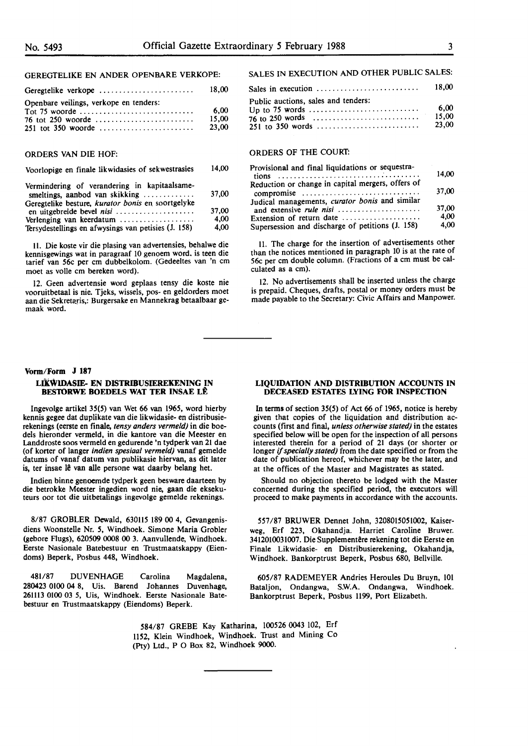GEREGTELIKE EN ANDER OPENBARE VERKOPE:

| | |
|---|---|
| Geregtelike verkope | 18,00 |
| Openbare veilings, verkope en tenders: | |
| Tot 75 woorde | 6,00 |
| 76 tot 250 woorde | 15,00 |
| 251 tot 350 woorde | 23,00 |

ORDERS VAN DIE HOF:

| | |
|---|---|
| Voorlopige en finale likwidasies of sekwestrasies | 14,00 |
| Vermindering of verandering in kapitaalsamesmeltings, aanbod van skikking | 37,00 |
| Geregtelike besture, *kurator bonis* en soortgelyke en uitgebreide bevel *nisi* | 37,00 |
| Verlenging van keerdatum | 4,00 |
| Tersydestellings en afwysings van petisies (J. 158) | 4,00 |

11. Die koste vir die plasing van advertensies, behalwe die kennisgewings wat in paragraaf 10 genoem word, is teen die tarief van 56c per cm dubbelkolom. (Gedeeltes van 'n cm moet as volle cm bereken word).

12. Geen advertensie word geplaas tensy die koste nie vooruitbetaal is nie. Tjeks, wissels, pos- en geldorders moet aan die Sekretaris,: Burgersake en Mannekrag betaalbaar gemaak word.

SALES IN EXECUTION AND OTHER PUBLIC SALES:

| | |
|---|---|
| Sales in execution | 18,00 |
| Public auctions, sales and tenders: | |
| Up to 75 words | 6,00 |
| 76 to 250 words | 15,00 |
| 251 to 350 words | 23,00 |

ORDERS OF THE COURT:

| | |
|---|---|
| Provisional and final liquidations or sequestrations | 14,00 |
| Reduction or change in capital mergers, offers of compromise | 37,00 |
| Judical managements, *curator bonis* and similar and extensive *rule nisi* | 37,00 |
| Extension of return date | 4,00 |
| Supersession and discharge of petitions (J. 158) | 4,00 |

11. The charge for the insertion of advertisements other than the notices mentioned in paragraph 10 is at the rate of 56c per cm double column. (Fractions of a cm must be calculated as a cm).

12. No advertisements shall be inserted unless the charge is prepaid. Cheques, drafts, postal or money orders must be made payable to the Secretary: Civic Affairs and Manpower.

---

**Vorm/Form J 187**

### LIKWIDASIE- EN DISTRIBUSIEREKENING IN BESTORWE BOEDELS WAT TER INSAE LÊ

Ingevolge artikel 35(5) van Wet 66 van 1965, word hierby kennis gegee dat duplikate van die likwidasie- en distribusierekenings (eerste en finale, *tensy anders vermeld)* in die boedels hieronder vermeld, in die kantore van die Meester en Landdroste soos vermeld en gedurende 'n tydperk van 21 dae (of korter of langer *indien spesiaal vermeld)* vanaf gemelde datums of vanaf datum van publikasie hiervan, as dit later is, ter insae lê van alle persone wat daarby belang het.

Indien binne genoemde tydperk geen besware daarteen by die betrokke Meester ingedien word nie, gaan die eksekuteurs oor tot die uitbetalings ingevolge gemelde rekenings.

8/87 GROBLER Dewald, 630115 189 00 4, Gevangenisdiens Woonstelle Nr. 5, Windhoek. Simone Maria Grobler (gebore Flugs), 620509 0008 00 3. Aanvullende, Windhoek. Eerste Nasionale Batebestuur en Trustmaatskappy (Eiendoms) Beperk, Posbus 448, Windhoek.

481/87 DUVENHAGE Carolina Magdalena, 280423 0100 04 8, Uis. Barend Johannes Duvenhage, 261113 0100 03 5, Uis, Windhoek. Eerste Nasionale Batebestuur en Trustmaatskappy (Eiendoms) Beperk.

### LIQUIDATION AND DISTRIBUTION ACCOUNTS IN DECEASED ESTATES LYING FOR INSPECTION

In terms of section 35(5) of Act 66 of 1965, notice is hereby given that copies of the liquidation and distribution accounts (first and final, *unless otherwise stated)* in the estates specified below will be open for the inspection of all persons interested therein for a period of 21 days (or shorter or longer *if specially stated)* from the date specified or from the date of publication hereof, whichever may be the later, and at the offices of the Master and Magistrates as stated.

Should no objection thereto be lodged with the Master concerned during the specified period, the executors will proceed to make payments in accordance with the accounts.

557/87 BRUWER Dennet John, 3208015051002, Kaiserweg, Erf 223, Okahandja. Harriet Caroline Bruwer. 3412010031007. Die Supplementêre rekening tot die Eerste en Finale Likwidasie- en Distribusierekening, Okahandja, Windhoek. Bankorptrust Beperk, Posbus 680, Bellville.

605/87 RADEMEYER Andries Heroules Du Bruyn, 101 Bataljon, Ondangwa, S.W.A. Ondangwa, Windhoek. Bankorptrust Beperk, Posbus 1199, Port Elizabeth.

584/87 GREBE Kay Katharina, 100526 0043 102, Erf 1152, Klein Windhoek, Windhoek. Trust and Mining Co (Pty) Ltd., P O Box 82, Windhoek 9000.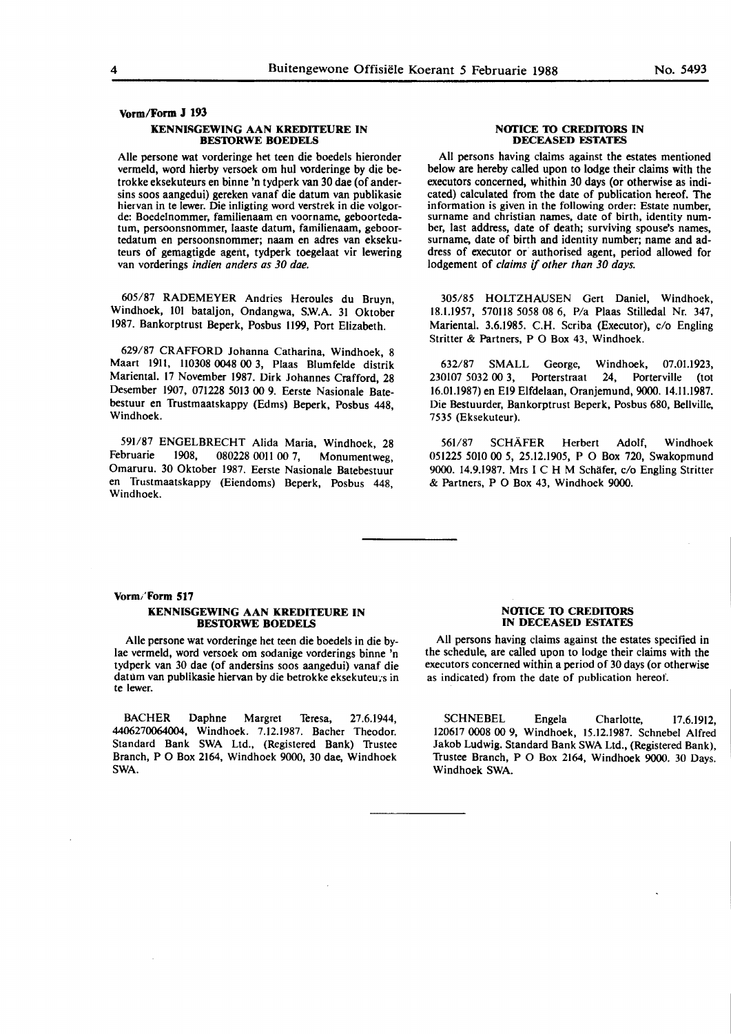## Vorm/Form J 193

### KENNISGEWING AAN KREDITEURE IN BESTORWE BOEDELS

Alle persone wat vorderinge het teen die boedels hieronder vermeld, word hierby versoek om hul vorderinge by die betrokke eksekuteurs en binne 'n tydperk van 30 dae (of andersins soos aangedui) gereken vanaf die datum van publikasie hiervan in te lewer. Die inligting word verstrek in die volgorde: Boedelnommer, familienaam en voorname, geboortedatum, persoonsnommer, laaste datum, familienaam, geboortedatum en persoonsnommer; naam en adres van eksekuteurs of gemagtigde agent, tydperk toegelaat vir lewering van vorderings *indien anders as 30 dae.*

605/87 RADEMEYER Andries Heroules du Bruyn, Windhoek, 101 bataljon, Ondangwa, S.W.A. 31 Oktober 1987. Bankorptrust Beperk, Posbus 1199, Port Elizabeth.

629/87 CRAFFORD Johanna Catharina, Windhoek, 8 Maart 1911, 110308 0048 00 3, Plaas Blumfelde distrik Mariental. 17 November 1987. Dirk Johannes Crafford, 28 Desember 1907, 071228 5013 00 9. Eerste Nasionale Batebestuur en Trustmaatskappy (Edms) Beperk, Posbus 448, Windhoek.

591/87 ENGELBRECHT Alida Maria, Windhoek, 28 Februarie 1908, 080228 0011 00 7, Monumentweg, Omaruru. 30 Oktober 1987. Eerste Nasionale Batebestuur en Trustmaatskappy (Eiendoms) Beperk, Posbus 448, Windhoek.

### NOTICE TO CREDITORS IN DECEASED ESTATES

All persons having claims against the estates mentioned below are hereby called upon to lodge their claims with the executors concerned, whithin 30 days (or otherwise as indicated) calculated from the date of publication hereof. The information is given in the following order: Estate number, surname and christian names, date of birth, identity number, last address, date of death; surviving spouse's names, surname, date of birth and identity number; name and address of executor or authorised agent, period allowed for lodgement of *claims if other than 30 days.*

305/85 HOLTZHAUSEN Gert Daniel, Windhoek, 18.1.1957, 570118 5058 08 6, P/a Plaas Stilledal Nr. 347, Mariental. 3.6.1985. C.H. Scriba (Executor), c/o Engling Stritter & Partners, P O Box 43, Windhoek.

632/87 SMALL George, Windhoek, 07.01.1923, 230107 5032 00 3, Porterstraat 24, Porterville (tot 16.01.1987) en E19 Elfdelaan, Oranjemund, 9000. 14.11.1987. Die Bestuurder, Bankorptrust Beperk, Posbus 680, Bellville, 7535 (Eksekuteur).

561/87 SCHÄFER Herbert Adolf, Windhoek 051225 5010 00 5, 25.12.1905, P O Box 720, Swakopmund 9000. 14.9.1987. Mrs I C H M Schäfer, c/o Engling Stritter & Partners, P O Box 43, Windhoek 9000.

---

## Vorm/Form 517

### KENNISGEWING AAN KREDITEURE IN BESTORWE BOEDELS

Alle persone wat vorderinge het teen die boedels in die bylae vermeld, word versoek om sodanige vorderings binne 'n tydperk van 30 dae (of andersins soos aangedui) vanaf die datum van publikasie hiervan by die betrokke eksekuteurs in te lewer.

BACHER Daphne Margret Teresa, 27.6.1944, 4406270064004, Windhoek. 7.12.1987. Bacher Theodor. Standard Bank SWA Ltd., (Registered Bank) Trustee Branch, P O Box 2164, Windhoek 9000, 30 dae, Windhoek SWA.

### NOTICE TO CREDITORS IN DECEASED ESTATES

All persons having claims against the estates specified in the schedule, are called upon to lodge their claims with the executors concerned within a period of 30 days (or otherwise as indicated) from the date of publication hereof.

SCHNEBEL Engela Charlotte, 17.6.1912, 120617 0008 00 9, Windhoek, 15.12.1987. Schnebel Alfred Jakob Ludwig. Standard Bank SWA Ltd., (Registered Bank), Trustee Branch, P O Box 2164, Windhoek 9000. 30 Days. Windhoek SWA.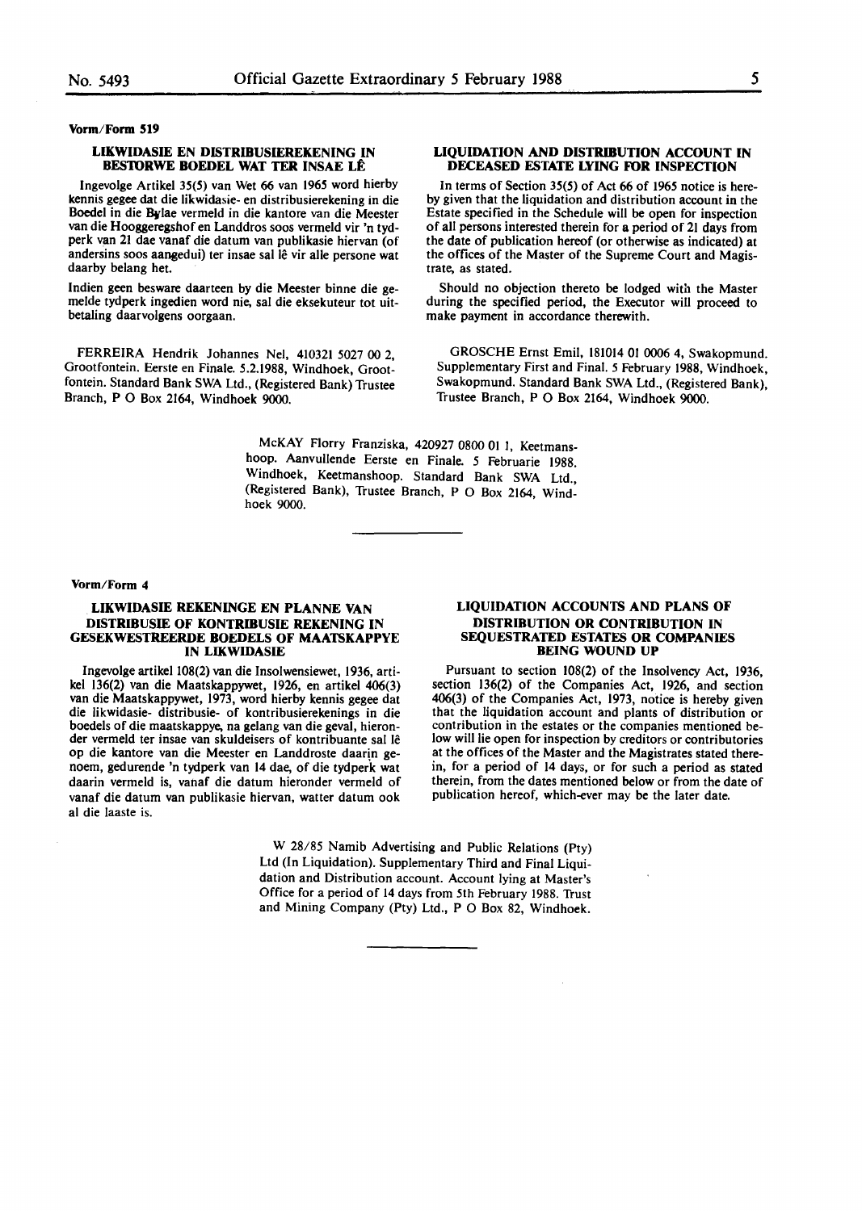**Vorm/Form 519**

### LIKWIDASIE EN DISTRIBUSIEREKENING IN BESTORWE BOEDEL WAT TER INSAE LÊ

Ingevolge Artikel 35(5) van Wet 66 van 1965 word hierby kennis gegee dat die likwidasie- en distribusierekening in die Boedel in die Bylae vermeld in die kantore van die Meester van die Hooggeregshof en Landdros soos vermeld vir 'n tydperk van 21 dae vanaf die datum van publikasie hiervan (of andersins soos aangedui) ter insae sal lê vir alle persone wat daarby belang het.

Indien geen besware daarteen by die Meester binne die gemelde tydperk ingedien word nie, sal die eksekuteur tot uitbetaling daarvolgens oorgaan.

### LIQUIDATION AND DISTRIBUTION ACCOUNT IN DECEASED ESTATE LYING FOR INSPECTION

In terms of Section 35(5) of Act 66 of 1965 notice is hereby given that the liquidation and distribution account in the Estate specified in the Schedule will be open for inspection of all persons interested therein for a period of 21 days from the date of publication hereof (or otherwise as indicated) at the offices of the Master of the Supreme Court and Magistrate, as stated.

Should no objection thereto be lodged with the Master during the specified period, the Executor will proceed to make payment in accordance therewith.

FERREIRA Hendrik Johannes Nel, 410321 5027 00 2, Grootfontein. Eerste en Finale. 5.2.1988, Windhoek, Grootfontein. Standard Bank SWA Ltd., (Registered Bank) Trustee Branch, P O Box 2164, Windhoek 9000.

GROSCHE Ernst Emil, 181014 01 0006 4, Swakopmund. Supplementary First and Final. 5 February 1988, Windhoek, Swakopmund. Standard Bank SWA Ltd., (Registered Bank), Trustee Branch, P O Box 2164, Windhoek 9000.

McKAY Florry Franziska, 420927 0800 01 1, Keetmanshoop. Aanvullende Eerste en Finale. 5 Februarie 1988. Windhoek, Keetmanshoop. Standard Bank SWA Ltd., (Registered Bank), Trustee Branch, P O Box 2164, Windhoek 9000.

---

**Vorm/Form 4**

### LIKWIDASIE REKENINGE EN PLANNE VAN DISTRIBUSIE OF KONTRIBUSIE REKENING IN GESEKWESTREERDE BOEDELS OF MAATSKAPPYE IN LIKWIDASIE

Ingevolge artikel 108(2) van die Insolwensiewet, 1936, artikel 136(2) van die Maatskappywet, 1926, en artikel 406(3) van die Maatskappywet, 1973, word hierby kennis gegee dat die likwidasie- distribusie- of kontribusierekenings in die boedels of die maatskappye, na gelang van die geval, hieronder vermeld ter insae van skuldeisers of kontribuante sal lê op die kantore van die Meester en Landdroste daarin genoem, gedurende 'n tydperk van 14 dae, of die tydperk wat daarin vermeld is, vanaf die datum hieronder vermeld of vanaf die datum van publikasie hiervan, watter datum ook al die laaste is.

### LIQUIDATION ACCOUNTS AND PLANS OF DISTRIBUTION OR CONTRIBUTION IN SEQUESTRATED ESTATES OR COMPANIES BEING WOUND UP

Pursuant to section 108(2) of the Insolvency Act, 1936, section 136(2) of the Companies Act, 1926, and section 406(3) of the Companies Act, 1973, notice is hereby given that the liquidation account and plants of distribution or contribution in the estates or the companies mentioned below will lie open for inspection by creditors or contributories at the offices of the Master and the Magistrates stated therein, for a period of 14 days, or for such a period as stated therein, from the dates mentioned below or from the date of publication hereof, which-ever may be the later date.

W 28/85 Namib Advertising and Public Relations (Pty) Ltd (In Liquidation). Supplementary Third and Final Liquidation and Distribution account. Account lying at Master's Office for a period of 14 days from 5th February 1988. Trust and Mining Company (Pty) Ltd., P O Box 82, Windhoek.

---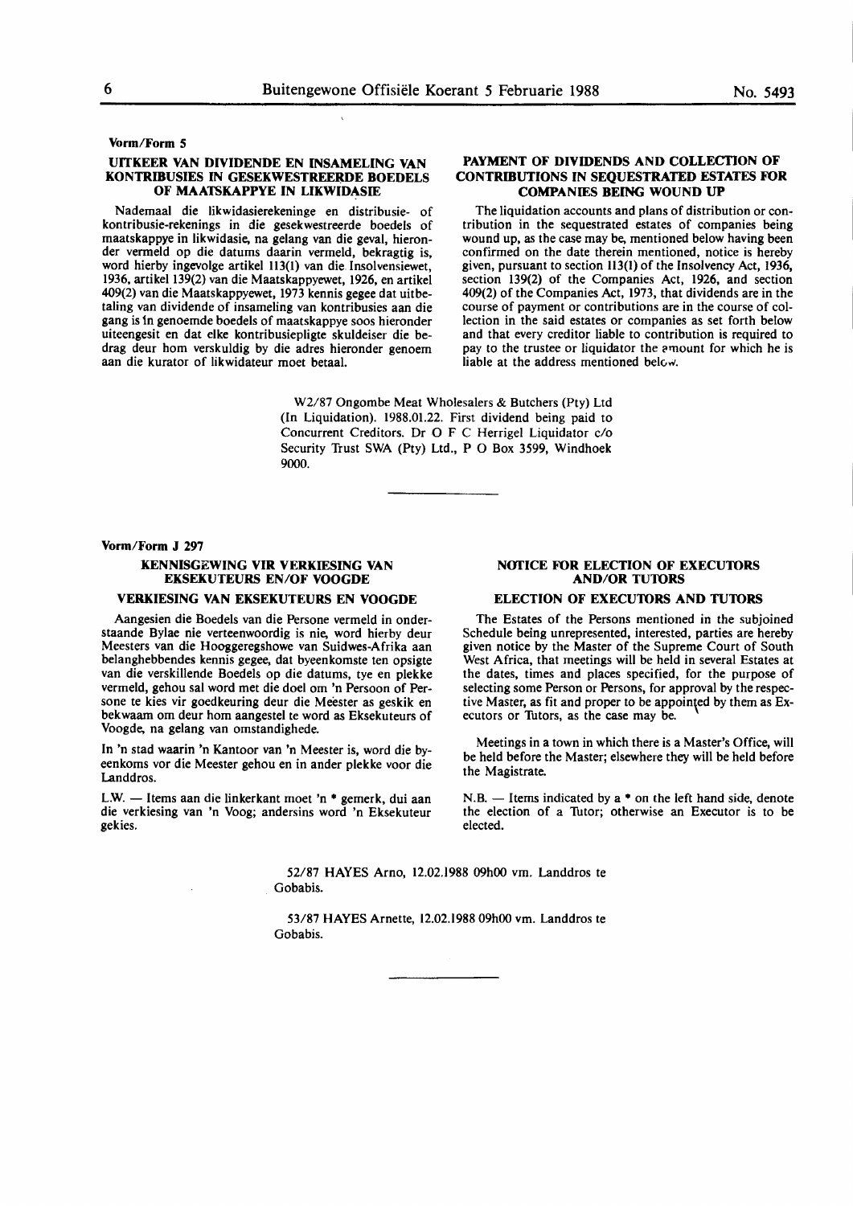**Vorm/Form 5**

### UITKEER VAN DIVIDENDE EN INSAMELING VAN KONTRIBUSIES IN GESEKWESTREERDE BOEDELS OF MAATSKAPPYE IN LIKWIDASIE

Nademaal die likwidasierekeninge en distribusie- of kontribusie-rekenings in die gesekwestreerde boedels of maatskappye in likwidasie, na gelang van die geval, hieronder vermeld op die datums daarin vermeld, bekragtig is, word hierby ingevolge artikel 113(1) van die Insolvensiewet, 1936, artikel 139(2) van die Maatskappyewet, 1926, en artikel 409(2) van die Maatskappyewet, 1973 kennis gegee dat uitbetaling van dividende of insameling van kontribusies aan die gang is in genoemde boedels of maatskappye soos hieronder uiteengesit en dat elke kontribusiepligte skuldeiser die bedrag deur hom verskuldig by die adres hieronder genoem aan die kurator of likwidateur moet betaal.

### PAYMENT OF DIVIDENDS AND COLLECTION OF CONTRIBUTIONS IN SEQUESTRATED ESTATES FOR COMPANIES BEING WOUND UP

The liquidation accounts and plans of distribution or contribution in the sequestrated estates of companies being wound up, as the case may be, mentioned below having been confirmed on the date therein mentioned, notice is hereby given, pursuant to section 113(1) of the Insolvency Act, 1936, section 139(2) of the Companies Act, 1926, and section 409(2) of the Companies Act, 1973, that dividends are in the course of payment or contributions are in the course of collection in the said estates or companies as set forth below and that every creditor liable to contribution is required to pay to the trustee or liquidator the amount for which he is liable at the address mentioned below.

W2/87 Ongombe Meat Wholesalers & Butchers (Pty) Ltd (In Liquidation). 1988.01.22. First dividend being paid to Concurrent Creditors. Dr O F C Herrigel Liquidator c/o Security Trust SWA (Pty) Ltd., P O Box 3599, Windhoek 9000.

---

**Vorm/Form J 297**

### KENNISGEWING VIR VERKIESING VAN EKSEKUTEURS EN/OF VOOGDE

### VERKIESING VAN EKSEKUTEURS EN VOOGDE

Aangesien die Boedels van die Persone vermeld in onderstaande Bylae nie verteenwoordig is nie, word hierby deur Meesters van die Hooggeregshowe van Suidwes-Afrika aan belanghebbendes kennis gegee, dat byeenkomste ten opsigte van die verskillende Boedels op die datums, tye en plekke vermeld, gehou sal word met die doel om 'n Persoon of Persone te kies vir goedkeuring deur die Meester as geskik en bekwaam om deur hom aangestel te word as Eksekuteurs of Voogde, na gelang van omstandighede.

In 'n stad waarin 'n Kantoor van 'n Meester is, word die byeenkoms vor die Meester gehou en in ander plekke voor die Landdros.

L.W. — Items aan die linkerkant moet 'n * gemerk, dui aan die verkiesing van 'n Voog; andersins word 'n Eksekuteur gekies.

### NOTICE FOR ELECTION OF EXECUTORS AND/OR TUTORS

### ELECTION OF EXECUTORS AND TUTORS

The Estates of the Persons mentioned in the subjoined Schedule being unrepresented, interested, parties are hereby given notice by the Master of the Supreme Court of South West Africa, that meetings will be held in several Estates at the dates, times and places specified, for the purpose of selecting some Person or Persons, for approval by the respective Master, as fit and proper to be appointed by them as Executors or Tutors, as the case may be.

Meetings in a town in which there is a Master's Office, will be held before the Master; elsewhere they will be held before the Magistrate.

N.B. — Items indicated by a * on the left hand side, denote the election of a Tutor; otherwise an Executor is to be elected.

52/87 HAYES Arno, 12.02.1988 09h00 vm. Landdros te Gobabis.

53/87 HAYES Arnette, 12.02.1988 09h00 vm. Landdros te Gobabis.

---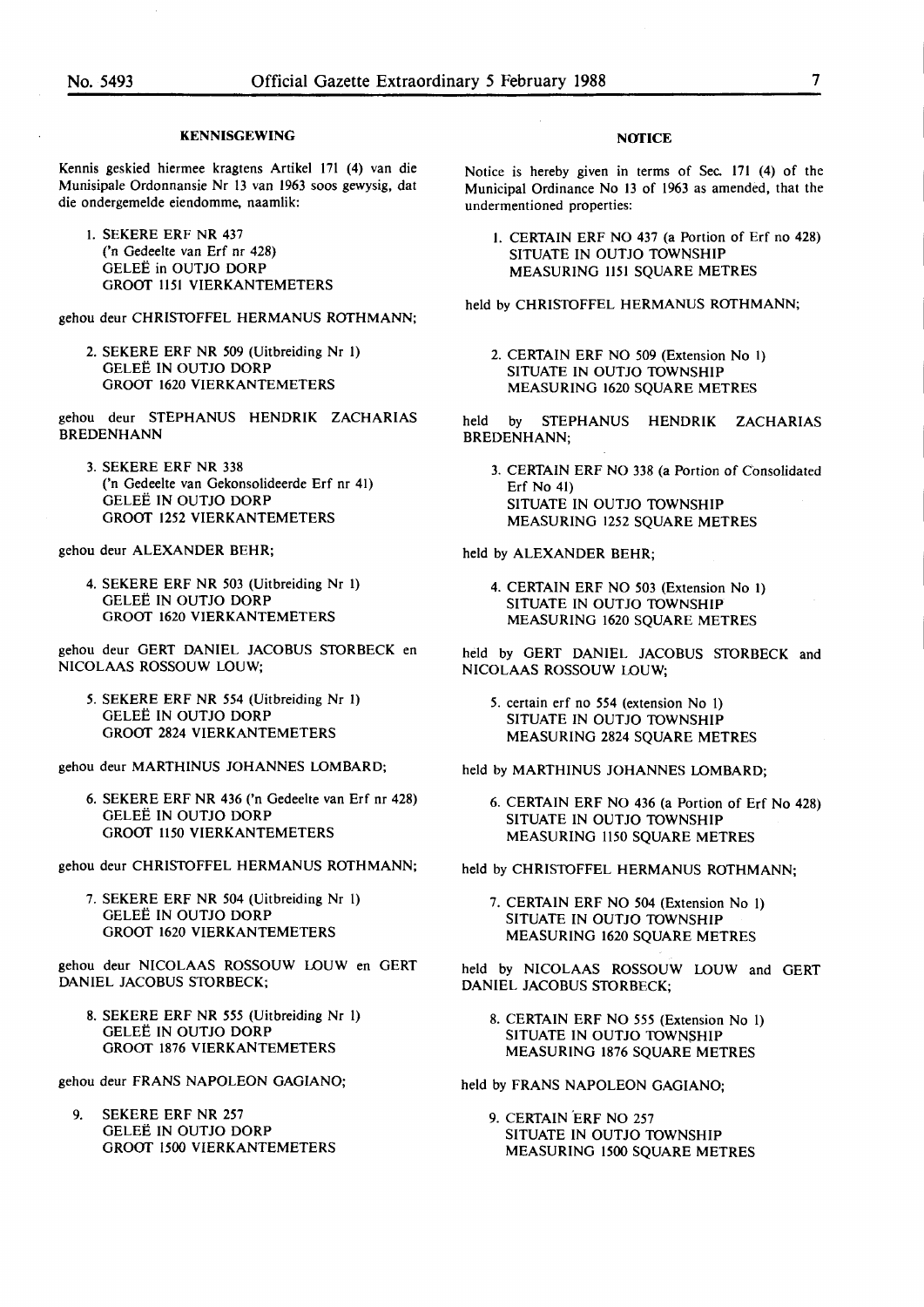## KENNISGEWING

Kennis geskied hiermee kragtens Artikel 171 (4) van die Munisipale Ordonnansie Nr 13 van 1963 soos gewysig, dat die ondergemelde eiendomme, naamlik:

1. SEKERE ERF NR 437
   ('n Gedeelte van Erf nr 428)
   GELEË in OUTJO DORP
   GROOT 1151 VIERKANTEMETERS

gehou deur CHRISTOFFEL HERMANUS ROTHMANN;

2. SEKERE ERF NR 509 (Uitbreiding Nr 1)
   GELEË IN OUTJO DORP
   GROOT 1620 VIERKANTEMETERS

gehou deur STEPHANUS HENDRIK ZACHARIAS BREDENHANN

3. SEKERE ERF NR 338
   ('n Gedeelte van Gekonsolideerde Erf nr 41)
   GELEË IN OUTJO DORP
   GROOT 1252 VIERKANTEMETERS

gehou deur ALEXANDER BEHR;

4. SEKERE ERF NR 503 (Uitbreiding Nr 1)
   GELEË IN OUTJO DORP
   GROOT 1620 VIERKANTEMETERS

gehou deur GERT DANIEL JACOBUS STORBECK en NICOLAAS ROSSOUW LOUW;

5. SEKERE ERF NR 554 (Uitbreiding Nr 1)
   GELEË IN OUTJO DORP
   GROOT 2824 VIERKANTEMETERS

gehou deur MARTHINUS JOHANNES LOMBARD;

6. SEKERE ERF NR 436 ('n Gedeelte van Erf nr 428)
   GELEË IN OUTJO DORP
   GROOT 1150 VIERKANTEMETERS

gehou deur CHRISTOFFEL HERMANUS ROTHMANN;

7. SEKERE ERF NR 504 (Uitbreiding Nr 1)
   GELEË IN OUTJO DORP
   GROOT 1620 VIERKANTEMETERS

gehou deur NICOLAAS ROSSOUW LOUW en GERT DANIEL JACOBUS STORBECK;

8. SEKERE ERF NR 555 (Uitbreiding Nr 1)
   GELEË IN OUTJO DORP
   GROOT 1876 VIERKANTEMETERS

gehou deur FRANS NAPOLEON GAGIANO;

9. SEKERE ERF NR 257
   GELEË IN OUTJO DORP
   GROOT 1500 VIERKANTEMETERS

## NOTICE

Notice is hereby given in terms of Sec. 171 (4) of the Municipal Ordinance No 13 of 1963 as amended, that the undermentioned properties:

1. CERTAIN ERF NO 437 (a Portion of Erf no 428)
   SITUATE IN OUTJO TOWNSHIP
   MEASURING 1151 SQUARE METRES

held by CHRISTOFFEL HERMANUS ROTHMANN;

2. CERTAIN ERF NO 509 (Extension No 1)
   SITUATE IN OUTJO TOWNSHIP
   MEASURING 1620 SQUARE METRES

held by STEPHANUS HENDRIK ZACHARIAS BREDENHANN;

3. CERTAIN ERF NO 338 (a Portion of Consolidated Erf No 41)
   SITUATE IN OUTJO TOWNSHIP
   MEASURING 1252 SQUARE METRES

held by ALEXANDER BEHR;

4. CERTAIN ERF NO 503 (Extension No 1)
   SITUATE IN OUTJO TOWNSHIP
   MEASURING 1620 SQUARE METRES

held by GERT DANIEL JACOBUS STORBECK and NICOLAAS ROSSOUW LOUW;

5. certain erf no 554 (extension No 1)
   SITUATE IN OUTJO TOWNSHIP
   MEASURING 2824 SQUARE METRES

held by MARTHINUS JOHANNES LOMBARD;

6. CERTAIN ERF NO 436 (a Portion of Erf No 428)
   SITUATE IN OUTJO TOWNSHIP
   MEASURING 1150 SQUARE METRES

held by CHRISTOFFEL HERMANUS ROTHMANN;

7. CERTAIN ERF NO 504 (Extension No 1)
   SITUATE IN OUTJO TOWNSHIP
   MEASURING 1620 SQUARE METRES

held by NICOLAAS ROSSOUW LOUW and GERT DANIEL JACOBUS STORBECK;

8. CERTAIN ERF NO 555 (Extension No 1)
   SITUATE IN OUTJO TOWNSHIP
   MEASURING 1876 SQUARE METRES

held by FRANS NAPOLEON GAGIANO;

9. CERTAIN ERF NO 257
   SITUATE IN OUTJO TOWNSHIP
   MEASURING 1500 SQUARE METRES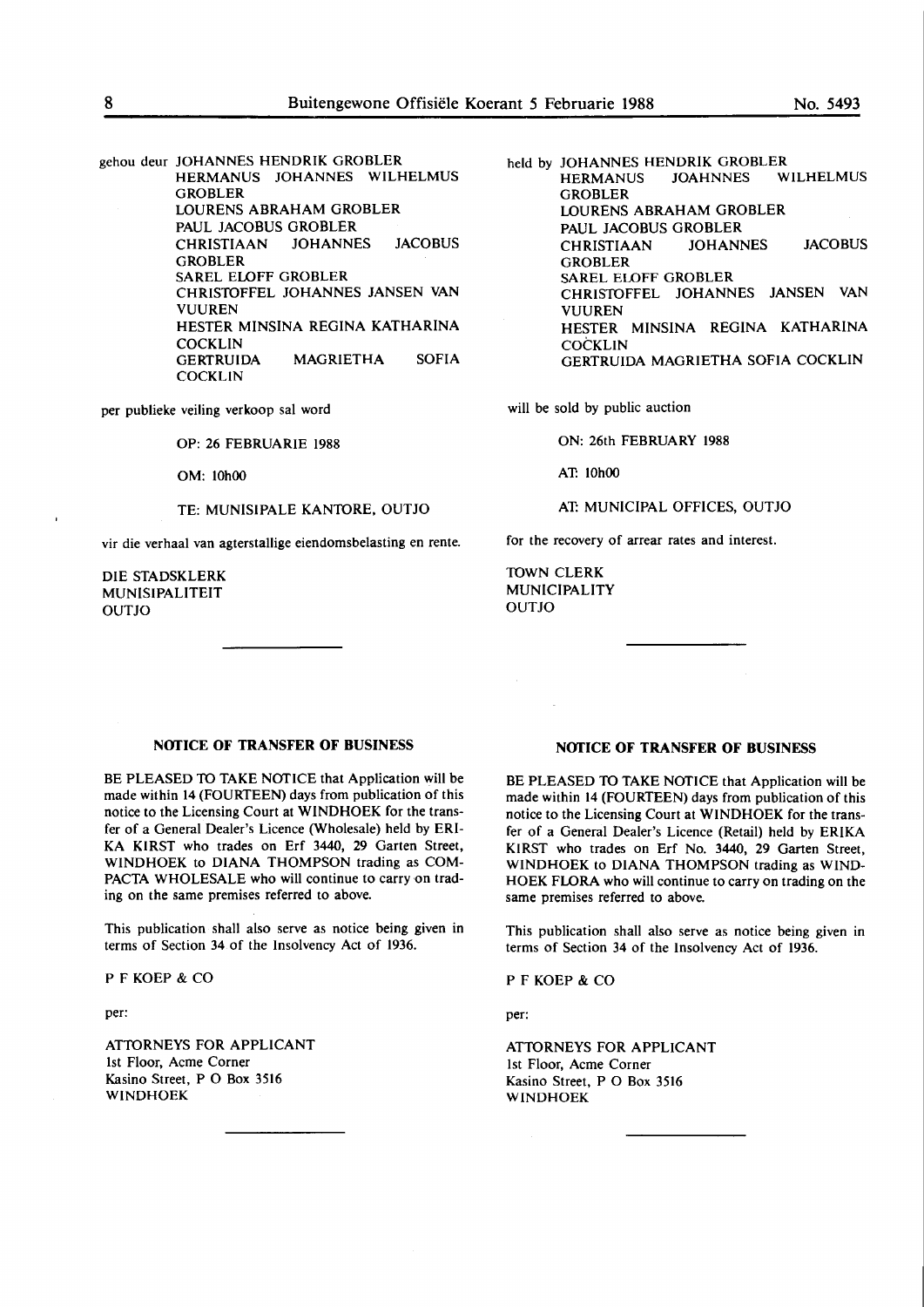gehou deur JOHANNES HENDRIK GROBLER
HERMANUS JOHANNES WILHELMUS GROBLER
LOURENS ABRAHAM GROBLER
PAUL JACOBUS GROBLER
CHRISTIAAN JOHANNES JACOBUS GROBLER
SAREL ELOFF GROBLER
CHRISTOFFEL JOHANNES JANSEN VAN VUUREN
HESTER MINSINA REGINA KATHARINA COCKLIN
GERTRUIDA MAGRIETHA SOFIA COCKLIN

per publieke veiling verkoop sal word

OP: 26 FEBRUARIE 1988

OM: 10h00

TE: MUNISIPALE KANTORE, OUTJO

vir die verhaal van agterstallige eiendomsbelasting en rente.

DIE STADSKLERK
MUNISIPALITEIT
OUTJO

held by JOHANNES HENDRIK GROBLER
HERMANUS JOAHNNES WILHELMUS GROBLER
LOURENS ABRAHAM GROBLER
PAUL JACOBUS GROBLER
CHRISTIAAN JOHANNES JACOBUS GROBLER
SAREL ELOFF GROBLER
CHRISTOFFEL JOHANNES JANSEN VAN VUUREN
HESTER MINSINA REGINA KATHARINA COCKLIN
GERTRUIDA MAGRIETHA SOFIA COCKLIN

will be sold by public auction

ON: 26th FEBRUARY 1988

AT: 10h00

AT: MUNICIPAL OFFICES, OUTJO

for the recovery of arrear rates and interest.

TOWN CLERK
MUNICIPALITY
OUTJO

---

**NOTICE OF TRANSFER OF BUSINESS**

BE PLEASED TO TAKE NOTICE that Application will be made within 14 (FOURTEEN) days from publication of this notice to the Licensing Court at WINDHOEK for the transfer of a General Dealer's Licence (Wholesale) held by ERIKA KIRST who trades on Erf 3440, 29 Garten Street, WINDHOEK to DIANA THOMPSON trading as COMPACTA WHOLESALE who will continue to carry on trading on the same premises referred to above.

This publication shall also serve as notice being given in terms of Section 34 of the Insolvency Act of 1936.

P F KOEP & CO

per:

ATTORNEYS FOR APPLICANT
1st Floor, Acme Corner
Kasino Street, P O Box 3516
WINDHOEK

---

**NOTICE OF TRANSFER OF BUSINESS**

BE PLEASED TO TAKE NOTICE that Application will be made within 14 (FOURTEEN) days from publication of this notice to the Licensing Court at WINDHOEK for the transfer of a General Dealer's Licence (Retail) held by ERIKA KIRST who trades on Erf No. 3440, 29 Garten Street, WINDHOEK to DIANA THOMPSON trading as WINDHOEK FLORA who will continue to carry on trading on the same premises referred to above.

This publication shall also serve as notice being given in terms of Section 34 of the Insolvency Act of 1936.

P F KOEP & CO

per:

ATTORNEYS FOR APPLICANT
1st Floor, Acme Corner
Kasino Street, P O Box 3516
WINDHOEK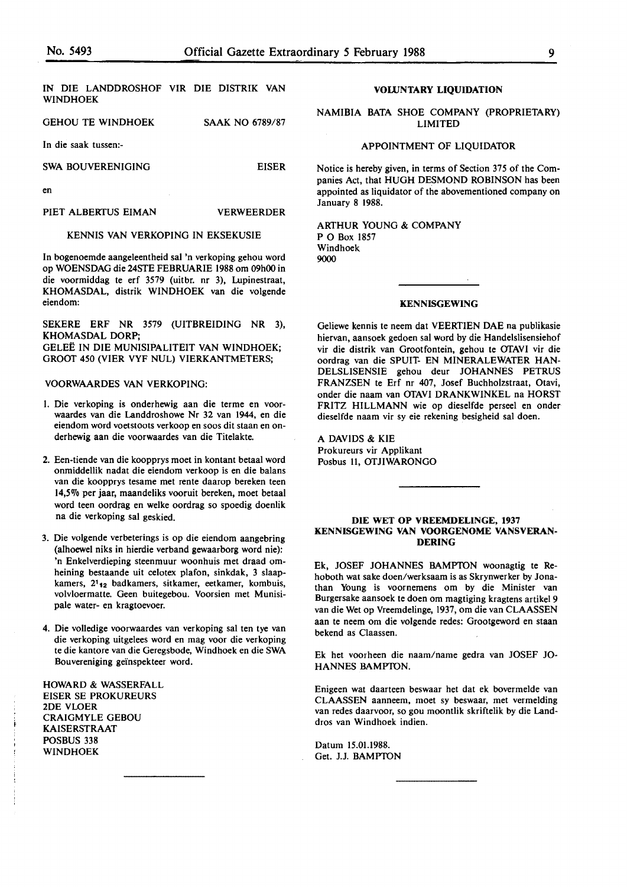IN DIE LANDDROSHOF VIR DIE DISTRIK VAN WINDHOEK

GEHOU TE WINDHOEK SAAK NO 6789/87

In die saak tussen:-

SWA BOUVERENIGING EISER

en

PIET ALBERTUS EIMAN VERWEERDER

KENNIS VAN VERKOPING IN EKSEKUSIE

In bogenoemde aangeleentheid sal 'n verkoping gehou word op WOENSDAG die 24STE FEBRUARIE 1988 om 09h00 in die voormiddag te erf 3579 (uitbr. nr 3), Lupinestraat, KHOMASDAL, distrik WINDHOEK van die volgende eiendom:

SEKERE ERF NR 3579 (UITBREIDING NR 3), KHOMASDAL DORP;
GELEË IN DIE MUNISIPALITEIT VAN WINDHOEK;
GROOT 450 (VIER VYF NUL) VIERKANTMETERS;

VOORWAARDES VAN VERKOPING:

1. Die verkoping is onderhewig aan die terme en voorwaardes van die Landdroshowe Nr 32 van 1944, en die eiendom word voetstoots verkoop en soos dit staan en onderhewig aan die voorwaardes van die Titelakte.
2. Een-tiende van die koopprys moet in kontant betaal word onmiddellik nadat die eiendom verkoop is en die balans van die koopprys tesame met rente daarop bereken teen 14,5% per jaar, maandeliks vooruit bereken, moet betaal word teen oordrag en welke oordrag so spoedig doenlik na die verkoping sal geskied.
3. Die volgende verbeterings is op die eiendom aangebring (alhoewel niks in hierdie verband gewaarborg word nie): 'n Enkelverdieping steenmuur woonhuis met draad omheining bestaande uit celotex plafon, sinkdak, 3 slaapkamers, $2\frac{1}{2}$ badkamers, sitkamer, eetkamer, kombuis, volvloermatte. Geen buitegebou. Voorsien met Munisipale water- en kragtoevoer.
4. Die volledige voorwaardes van verkoping sal ten tye van die verkoping uitgelees word en mag voor die verkoping te die kantore van die Geregsbode, Windhoek en die SWA Bouvereniging geïnspekteer word.

HOWARD & WASSERFALL
EISER SE PROKUREURS
2DE VLOER
CRAIGMYLE GEBOU
KAISERSTRAAT
POSBUS 338
WINDHOEK

---

**VOLUNTARY LIQUIDATION**

NAMIBIA BATA SHOE COMPANY (PROPRIETARY) LIMITED

APPOINTMENT OF LIQUIDATOR

Notice is hereby given, in terms of Section 375 of the Companies Act, that HUGH DESMOND ROBINSON has been appointed as liquidator of the abovementioned company on January 8 1988.

ARTHUR YOUNG & COMPANY
P O Box 1857
Windhoek
9000

---

**KENNISGEWING**

Geliewe kennis te neem dat VEERTIEN DAE na publikasie hiervan, aansoek gedoen sal word by die Handelslisensiehof vir die distrik van Grootfontein, gehou te OTAVI vir die oordrag van die SPUIT- EN MINERALEWATER HANDELSLISENSIE gehou deur JOHANNES PETRUS FRANZSEN te Erf nr 407, Josef Buchholzstraat, Otavi, onder die naam van OTAVI DRANKWINKEL na HORST FRITZ HILLMANN wie op dieselfde perseel en onder dieselfde naam vir sy eie rekening besigheid sal doen.

A DAVIDS & KIE
Prokureurs vir Applikant
Posbus 11, OTJIWARONGO

---

**DIE WET OP VREEMDELINGE, 1937**
**KENNISGEWING VAN VOORGENOME VANSVERANDERING**

Ek, JOSEF JOHANNES BAMPTON woonagtig te Rehoboth wat sake doen/werksaam is as Skrynwerker by Jonathan Young is voornemens om by die Minister van Burgersake aansoek te doen om magtiging kragtens artikel 9 van die Wet op Vreemdelinge, 1937, om die van CLAASSEN aan te neem om die volgende redes: Grootgeword en staan bekend as Claassen.

Ek het voorheen die naam/name gedra van JOSEF JOHANNES BAMPTON.

Enigeen wat daarteen beswaar het dat ek bovermelde van CLAASSEN aanneem, moet sy beswaar, met vermelding van redes daarvoor, so gou moontlik skriftelik by die Landdros van Windhoek indien.

Datum 15.01.1988.
Get. J.J. BAMPTON